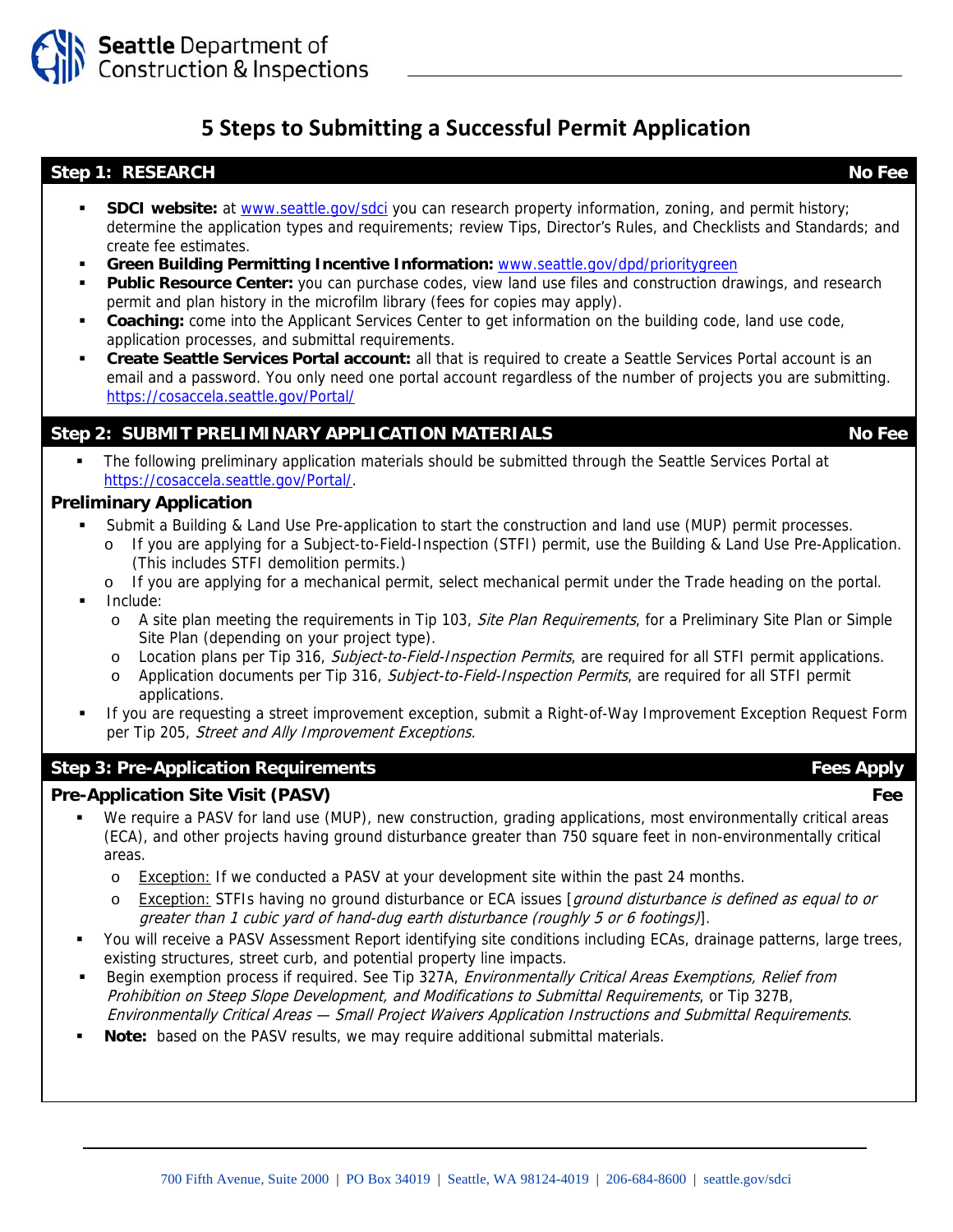# 5 Steps to Submitting a Successful Permit Application

## Step 1: RESEARCH — No Fee

- **SDCI website:** at www.seattle.gov/sdci you can research property information, zoning, and permit history; determine the application types and requirements; review Tips, Director's Rules, and Checklists and Standards; and create fee estimates.
- **Green Building Permitting Incentive Information:** www.seattle.gov/dpd/prioritygreen
- **Public Resource Center:** you can purchase codes, view land use files and construction drawings, and research permit and plan history in the microfilm library (fees for copies may apply).
- **Coaching:** come into the Applicant Services Center to get information on the building code, land use code, application processes, and submittal requirements.
- **Create Seattle Services Portal account:** all that is required to create a Seattle Services Portal account is an email and a password. You only need one portal account regardless of the number of projects you are submitting. https://cosaccela.seattle.gov/Portal/

## Step 2: SUBMIT PRELIMINARY APPLICATION MATERIALS — No Fee

- The following preliminary application materials should be submitted through the Seattle Services Portal at https://cosaccela.seattle.gov/Portal/.

### Preliminary Application

- Submit a Building & Land Use Pre-application to start the construction and land use (MUP) permit processes.
  - If you are applying for a Subject-to-Field-Inspection (STFI) permit, use the Building & Land Use Pre-Application. (This includes STFI demolition permits.)
  - If you are applying for a mechanical permit, select mechanical permit under the Trade heading on the portal.
- Include:
  - A site plan meeting the requirements in Tip 103, *Site Plan Requirements*, for a Preliminary Site Plan or Simple Site Plan (depending on your project type).
  - Location plans per Tip 316, *Subject-to-Field-Inspection Permits*, are required for all STFI permit applications.
  - Application documents per Tip 316, *Subject-to-Field-Inspection Permits*, are required for all STFI permit applications.
- If you are requesting a street improvement exception, submit a Right-of-Way Improvement Exception Request Form per Tip 205, *Street and Ally Improvement Exceptions.*

## Step 3: Pre-Application Requirements — Fees Apply

### Pre-Application Site Visit (PASV) — Fee

- We require a PASV for land use (MUP), new construction, grading applications, most environmentally critical areas (ECA), and other projects having ground disturbance greater than 750 square feet in non-environmentally critical areas.
  - Exception: If we conducted a PASV at your development site within the past 24 months.
  - Exception: STFIs having no ground disturbance or ECA issues [*ground disturbance is defined as equal to or greater than 1 cubic yard of hand-dug earth disturbance (roughly 5 or 6 footings)*].
- You will receive a PASV Assessment Report identifying site conditions including ECAs, drainage patterns, large trees, existing structures, street curb, and potential property line impacts.
- Begin exemption process if required. See Tip 327A, *Environmentally Critical Areas Exemptions, Relief from Prohibition on Steep Slope Development, and Modifications to Submittal Requirements*, or Tip 327B, *Environmentally Critical Areas — Small Project Waivers Application Instructions and Submittal Requirements*.
- **Note:** based on the PASV results, we may require additional submittal materials.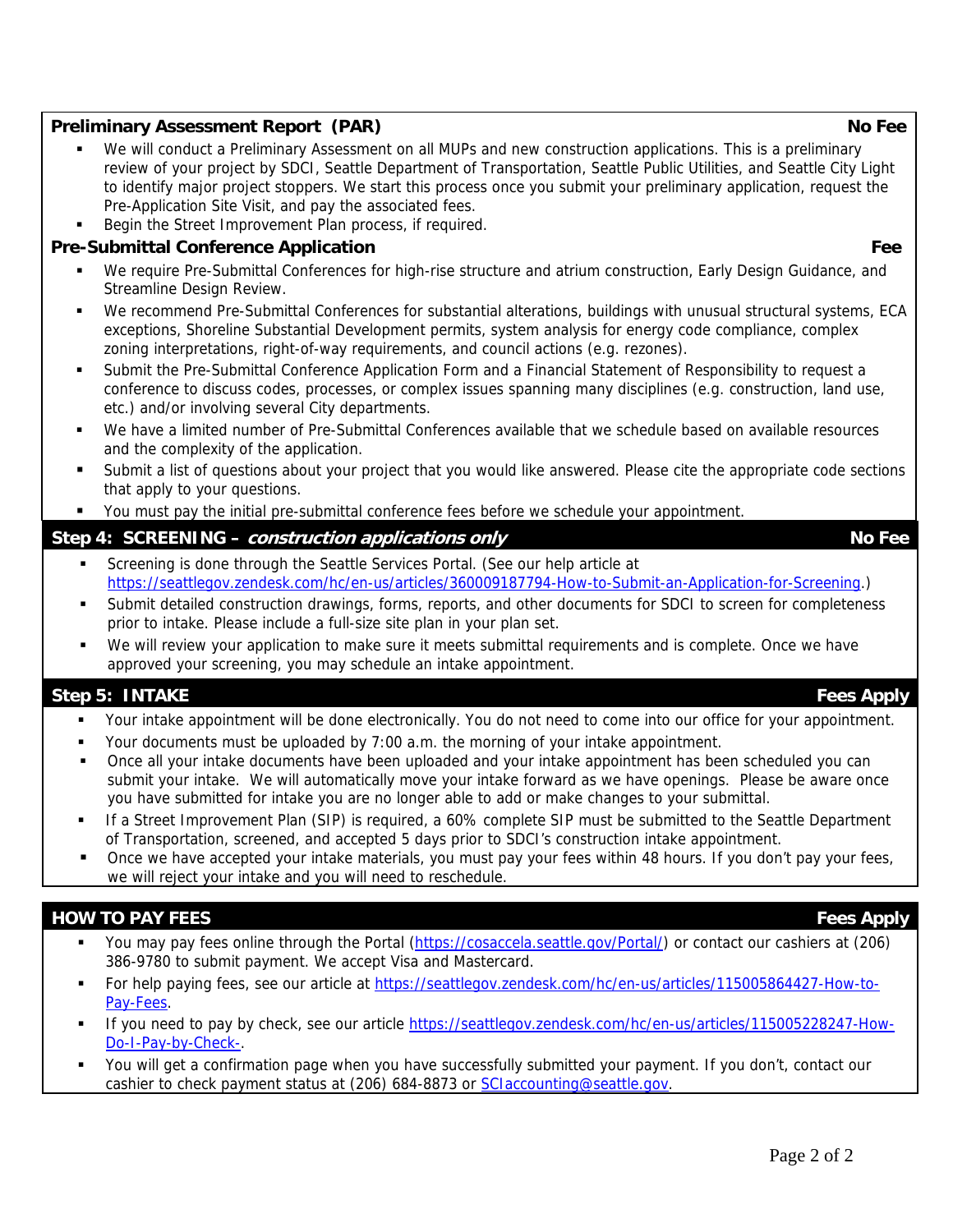### Preliminary Assessment Report (PAR) — No Fee

- We will conduct a Preliminary Assessment on all MUPs and new construction applications. This is a preliminary review of your project by SDCI, Seattle Department of Transportation, Seattle Public Utilities, and Seattle City Light to identify major project stoppers. We start this process once you submit your preliminary application, request the Pre-Application Site Visit, and pay the associated fees.
- Begin the Street Improvement Plan process, if required.

### Pre-Submittal Conference Application — Fee

- We require Pre-Submittal Conferences for high-rise structure and atrium construction, Early Design Guidance, and Streamline Design Review.
- We recommend Pre-Submittal Conferences for substantial alterations, buildings with unusual structural systems, ECA exceptions, Shoreline Substantial Development permits, system analysis for energy code compliance, complex zoning interpretations, right-of-way requirements, and council actions (e.g. rezones).
- Submit the Pre-Submittal Conference Application Form and a Financial Statement of Responsibility to request a conference to discuss codes, processes, or complex issues spanning many disciplines (e.g. construction, land use, etc.) and/or involving several City departments.
- We have a limited number of Pre-Submittal Conferences available that we schedule based on available resources and the complexity of the application.
- Submit a list of questions about your project that you would like answered. Please cite the appropriate code sections that apply to your questions.
- You must pay the initial pre-submittal conference fees before we schedule your appointment.

## Step 4: SCREENING – *construction applications only* — No Fee

- Screening is done through the Seattle Services Portal. (See our help article at https://seattlegov.zendesk.com/hc/en-us/articles/360009187794-How-to-Submit-an-Application-for-Screening.)
- Submit detailed construction drawings, forms, reports, and other documents for SDCI to screen for completeness prior to intake. Please include a full-size site plan in your plan set.
- We will review your application to make sure it meets submittal requirements and is complete. Once we have approved your screening, you may schedule an intake appointment.

## Step 5: INTAKE — Fees Apply

- Your intake appointment will be done electronically. You do not need to come into our office for your appointment.
- Your documents must be uploaded by 7:00 a.m. the morning of your intake appointment.
- Once all your intake documents have been uploaded and your intake appointment has been scheduled you can submit your intake. We will automatically move your intake forward as we have openings. Please be aware once you have submitted for intake you are no longer able to add or make changes to your submittal.
- If a Street Improvement Plan (SIP) is required, a 60% complete SIP must be submitted to the Seattle Department of Transportation, screened, and accepted 5 days prior to SDCI's construction intake appointment.
- Once we have accepted your intake materials, you must pay your fees within 48 hours. If you don't pay your fees, we will reject your intake and you will need to reschedule.

## HOW TO PAY FEES — Fees Apply

- You may pay fees online through the Portal (https://cosaccela.seattle.gov/Portal/) or contact our cashiers at (206) 386-9780 to submit payment. We accept Visa and Mastercard.
- For help paying fees, see our article at https://seattlegov.zendesk.com/hc/en-us/articles/115005864427-How-to-Pay-Fees.
- If you need to pay by check, see our article https://seattlegov.zendesk.com/hc/en-us/articles/115005228247-How-Do-I-Pay-by-Check-.
- You will get a confirmation page when you have successfully submitted your payment. If you don't, contact our cashier to check payment status at (206) 684-8873 or SCIaccounting@seattle.gov.